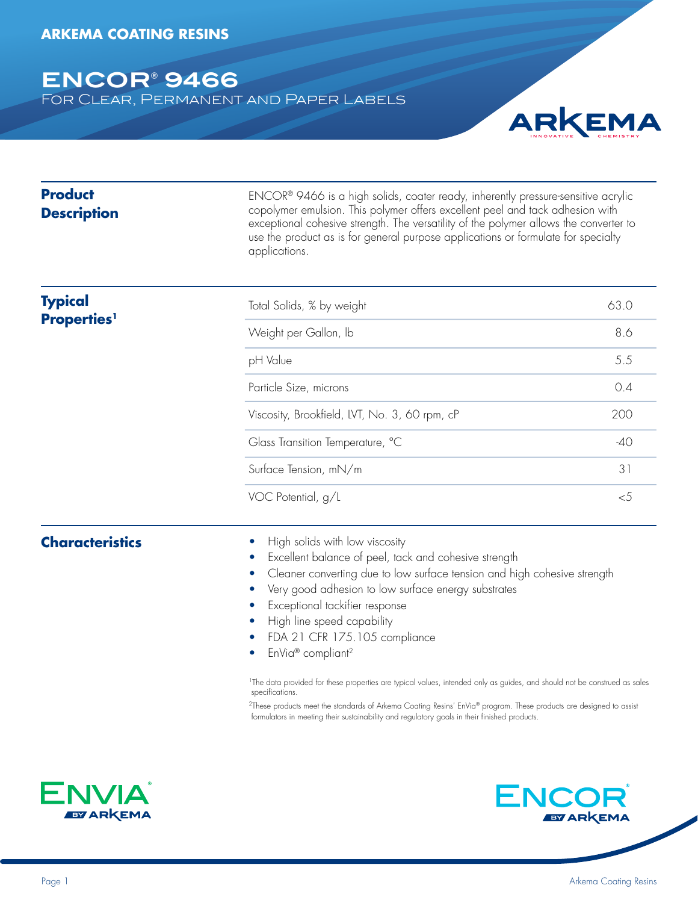**ARKEMA COATING RESINS**

# ENCOR® 9466

## For Clear, Permanent and Paper Labels

## Product Description

ENCOR® 9466 is a high solids, coater ready, inherently pressure-sensitive acrylic copolymer emulsion. This polymer offers excellent peel and tack adhesion with exceptional cohesive strength. The versatility of the polymer allows the converter to use the product as is for general purpose applications or formulate for specialty applications.

## Typical Properties[1]

| Property | Value |
| --- | --- |
| Total Solids, % by weight | 63.0 |
| Weight per Gallon, lb | 8.6 |
| pH Value | 5.5 |
| Particle Size, microns | 0.4 |
| Viscosity, Brookfield, LVT, No. 3, 60 rpm, cP | 200 |
| Glass Transition Temperature, °C | -40 |
| Surface Tension, mN/m | 31 |
| VOC Potential, g/L | <5 |

## Characteristics

- High solids with low viscosity
- Excellent balance of peel, tack and cohesive strength
- Cleaner converting due to low surface tension and high cohesive strength
- Very good adhesion to low surface energy substrates
- Exceptional tackifier response
- High line speed capability
- FDA 21 CFR 175.105 compliance
- EnVia® compliant[2]

[1]The data provided for these properties are typical values, intended only as guides, and should not be construed as sales specifications.

[2]These products meet the standards of Arkema Coating Resins' EnVia® program. These products are designed to assist formulators in meeting their sustainability and regulatory goals in their finished products.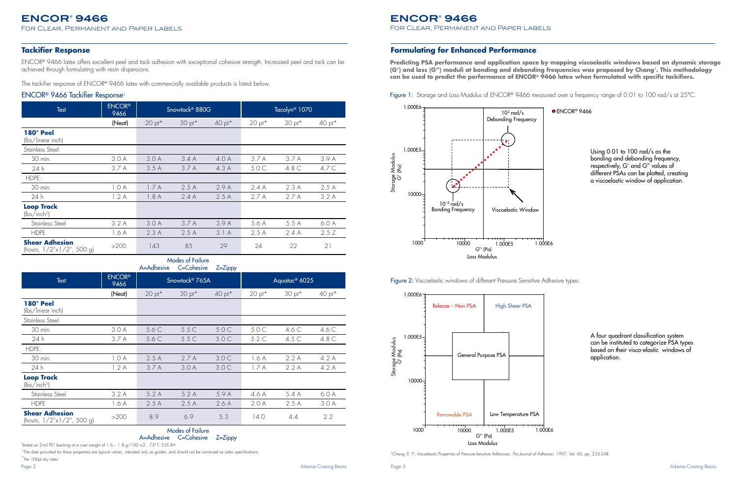# ENCOR® 9466

For Clear, Permanent and Paper Labels

## Tackifier Response

ENCOR® 9466 latex offers excellent peel and tack adhesion with exceptional cohesive strength. Increased peel and tack can be achieved through formulating with resin dispersions.

The tackifier response of ENCOR® 9466 latex with commercially available products is listed below.

### ENCOR® 9466 Tackifier Response[1]

| Test | ENCOR® 9466 | Snowtack® 880G | | | Tacolyn® 1070 | | |
|---|---|---|---|---|---|---|---|
| | (Neat) | 20 pt* | 30 pt* | 40 pt* | 20 pt* | 30 pt* | 40 pt* |
| **180° Peel** (lbs/linear inch) | | | | | | | |
| Stainless Steel: | | | | | | | |
| 30 min. | 3.0 A | 3.0 A | 3.4 A | 4.0 A | 3.7 A | 3.7 A | 3.9 A |
| 24 h | 3.7 A | 3.5 A | 3.7 A | 4.3 A | 5.0 C | 4.8 C | 4.7 C |
| HDPE: | | | | | | | |
| 30 min. | 1.0 A | 1.7 A | 2.5 A | 2.9 A | 2.4 A | 2.3 A | 2.5 A |
| 24 h | 1.2 A | 1.8 A | 2.4 A | 2.5 A | 2.7 A | 2.7 A | 3.2 A |
| **Loop Track** (lbs/inch²) | | | | | | | |
| Stainless Steel | 3.2 A | 3.0 A | 3.7 A | 3.9 A | 5.6 A | 5.5 A | 6.0 A |
| HDPE | 1.6 A | 2.3 A | 2.5 A | 3.1 A | 2.5 A | 2.4 A | 2.5 Z |
| **Shear Adhesion** (hours, 1/2"x1/2", 500 g) | >200 | 143 | 85 | 29 | 24 | 22 | 21 |

Modes of Failure
A=Adhesive C=Cohesive Z=Zippy

| Test | ENCOR® 9466 | Snowtack® 765A | | | Aquatac® 6025 | | |
|---|---|---|---|---|---|---|---|
| | (Neat) | 20 pt* | 30 pt* | 40 pt* | 20 pt* | 30 pt* | 40 pt* |
| **180° Peel** (lbs/linear inch) | | | | | | | |
| Stainless Steel: | | | | | | | |
| 30 min. | 3.0 A | 5.6 C | 5.5 C | 5.0 C | 5.0 C | 4.6 C | 4.6 C |
| 24 h | 3.7 A | 5.6 C | 5.5 C | 5.0 C | 5.2 C | 4.5 C | 4.8 C |
| HDPE: | | | | | | | |
| 30 min. | 1.0 A | 2.5 A | 2.7 A | 3.0 C | 1.6 A | 2.2 A | 4.2 A |
| 24 h | 1.2 A | 3.7 A | 3.0 A | 3.0 C | 1.7 A | 2.2 A | 4.2 A |
| **Loop Track** (lbs/inch²) | | | | | | | |
| Stainless Steel | 3.2 A | 5.2 A | 5.2 A | 5.9 A | 4.6 A | 5.4 A | 6.0 A |
| HDPE | 1.6 A | 2.5 A | 2.5 A | 2.6 A | 2.0 A | 2.5 A | 3.0 A |
| **Shear Adhesion** (hours, 1/2"x1/2", 500 g) | >200 | 8.9 | 6.9 | 5.3 | 14.0 | 4.4 | 2.2 |

Modes of Failure
A=Adhesive C=Cohesive Z=Zippy

Tested on 2-mil PET backing at a coat weight of 1.6 – 1.8 g/100 in2 , 73° F, 55% RH

[1]The data provided for these properties are typical values, intended only as guides, and should not be construed as sales specifications.

*Per 100pt dry latex

## Formulating for Enhanced Performance

**Predicting PSA performance and application space by mapping viscoelastic windows based on dynamic storage (G′) and loss (G″) moduli at bonding and debonding frequencies was proposed by Chang[3]. This methodology can be used to predict the performance of ENCOR® 9466 latex when formulated with specific tackifiers.**

Figure 1: Storage and Loss Modulus of ENCOR® 9466 measured over a frequency range of 0.01 to 100 rad/s at 25°C.

Using 0.01 to 100 rad/s as the bonding and debonding frequency, respectively, G′ and G″ values of different PSAs can be plotted, creating a viscoelastic window of application.

Figure 2: Viscoelastic windows of different Pressure Sensitive Adhesive types.

A four quadrant classification system can be instituted to categorize PSA types based on their visco-elastic windows of application.

[3]Chang, E. P.; Viscoelastic Properties of Pressure-Sensitive Adhesives, *The Journal of Adhesion*, 1997, Vol. 60, pp. 233-248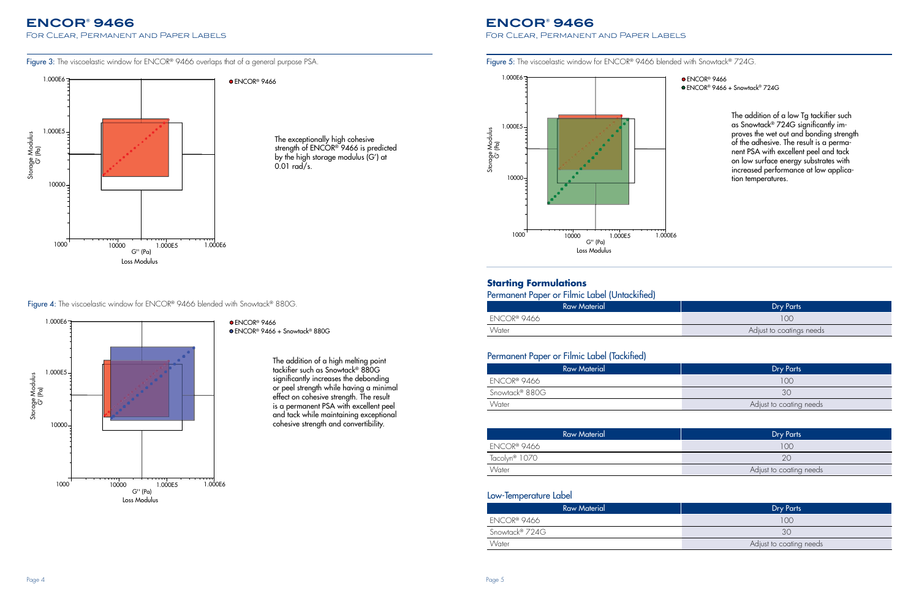# ENCOR® 9466

For Clear, Permanent and Paper Labels

Figure 3: The viscoelastic window for ENCOR® 9466 overlaps that of a general purpose PSA.

The exceptionally high cohesive strength of ENCOR® 9466 is predicted by the high storage modulus (G′) at 0.01 rad/s.

Figure 4: The viscoelastic window for ENCOR® 9466 blended with Snowtack® 880G.

The addition of a high melting point tackifier such as Snowtack® 880G significantly increases the debonding or peel strength while having a minimal effect on cohesive strength. The result is a permanent PSA with excellent peel and tack while maintaining exceptional cohesive strength and convertibility.

# ENCOR® 9466

For Clear, Permanent and Paper Labels

Figure 5: The viscoelastic window for ENCOR® 9466 blended with Snowtack® 724G.

The addition of a low Tg tackifier such as Snowtack® 724G significantly improves the wet out and bonding strength of the adhesive. The result is a permanent PSA with excellent peel and tack on low surface energy substrates with increased performance at low application temperatures.

## Starting Formulations

### Permanent Paper or Filmic Label (Untackified)

| Raw Material | Dry Parts |
|---|---|
| ENCOR® 9466 | 100 |
| Water | Adjust to coatings needs |

### Permanent Paper or Filmic Label (Tackified)

| Raw Material | Dry Parts |
|---|---|
| ENCOR® 9466 | 100 |
| Snowtack® 880G | 30 |
| Water | Adjust to coating needs |

| Raw Material | Dry Parts |
|---|---|
| ENCOR® 9466 | 100 |
| Tacolyn® 1070 | 20 |
| Water | Adjust to coating needs |

### Low-Temperature Label

| Raw Material | Dry Parts |
|---|---|
| ENCOR® 9466 | 100 |
| Snowtack® 724G | 30 |
| Water | Adjust to coating needs |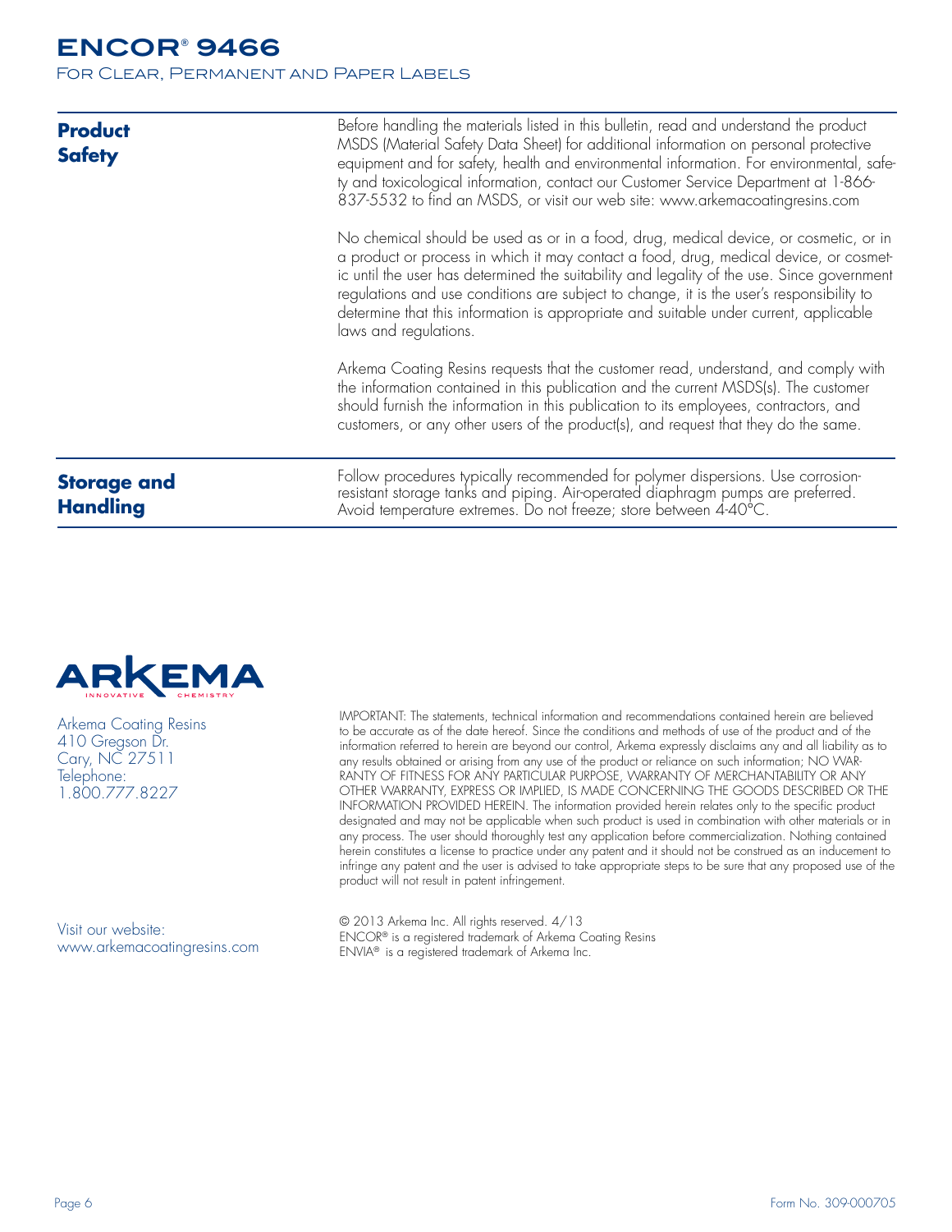## Product Safety

Before handling the materials listed in this bulletin, read and understand the product MSDS (Material Safety Data Sheet) for additional information on personal protective equipment and for safety, health and environmental information. For environmental, safety and toxicological information, contact our Customer Service Department at 1-866-837-5532 to find an MSDS, or visit our web site: www.arkemacoatingresins.com

No chemical should be used as or in a food, drug, medical device, or cosmetic, or in a product or process in which it may contact a food, drug, medical device, or cosmetic until the user has determined the suitability and legality of the use. Since government regulations and use conditions are subject to change, it is the user's responsibility to determine that this information is appropriate and suitable under current, applicable laws and regulations.

Arkema Coating Resins requests that the customer read, understand, and comply with the information contained in this publication and the current MSDS(s). The customer should furnish the information in this publication to its employees, contractors, and customers, or any other users of the product(s), and request that they do the same.

## Storage and Handling

Follow procedures typically recommended for polymer dispersions. Use corrosion-resistant storage tanks and piping. Air-operated diaphragm pumps are preferred. Avoid temperature extremes. Do not freeze; store between 4-40°C.

ARKEMA
INNOVATIVE CHEMISTRY

Arkema Coating Resins
410 Gregson Dr.
Cary, NC 27511
Telephone:
1.800.777.8227

IMPORTANT: The statements, technical information and recommendations contained herein are believed to be accurate as of the date hereof. Since the conditions and methods of use of the product and of the information referred to herein are beyond our control, Arkema expressly disclaims any and all liability as to any results obtained or arising from any use of the product or reliance on such information; NO WARRANTY OF FITNESS FOR ANY PARTICULAR PURPOSE, WARRANTY OF MERCHANTABILITY OR ANY OTHER WARRANTY, EXPRESS OR IMPLIED, IS MADE CONCERNING THE GOODS DESCRIBED OR THE INFORMATION PROVIDED HEREIN. The information provided herein relates only to the specific product designated and may not be applicable when such product is used in combination with other materials or in any process. The user should thoroughly test any application before commercialization. Nothing contained herein constitutes a license to practice under any patent and it should not be construed as an inducement to infringe any patent and the user is advised to take appropriate steps to be sure that any proposed use of the product will not result in patent infringement.

Visit our website:
www.arkemacoatingresins.com

© 2013 Arkema Inc. All rights reserved. 4/13
ENCOR® is a registered trademark of Arkema Coating Resins
ENVIA® is a registered trademark of Arkema Inc.

Form No. 309-000705